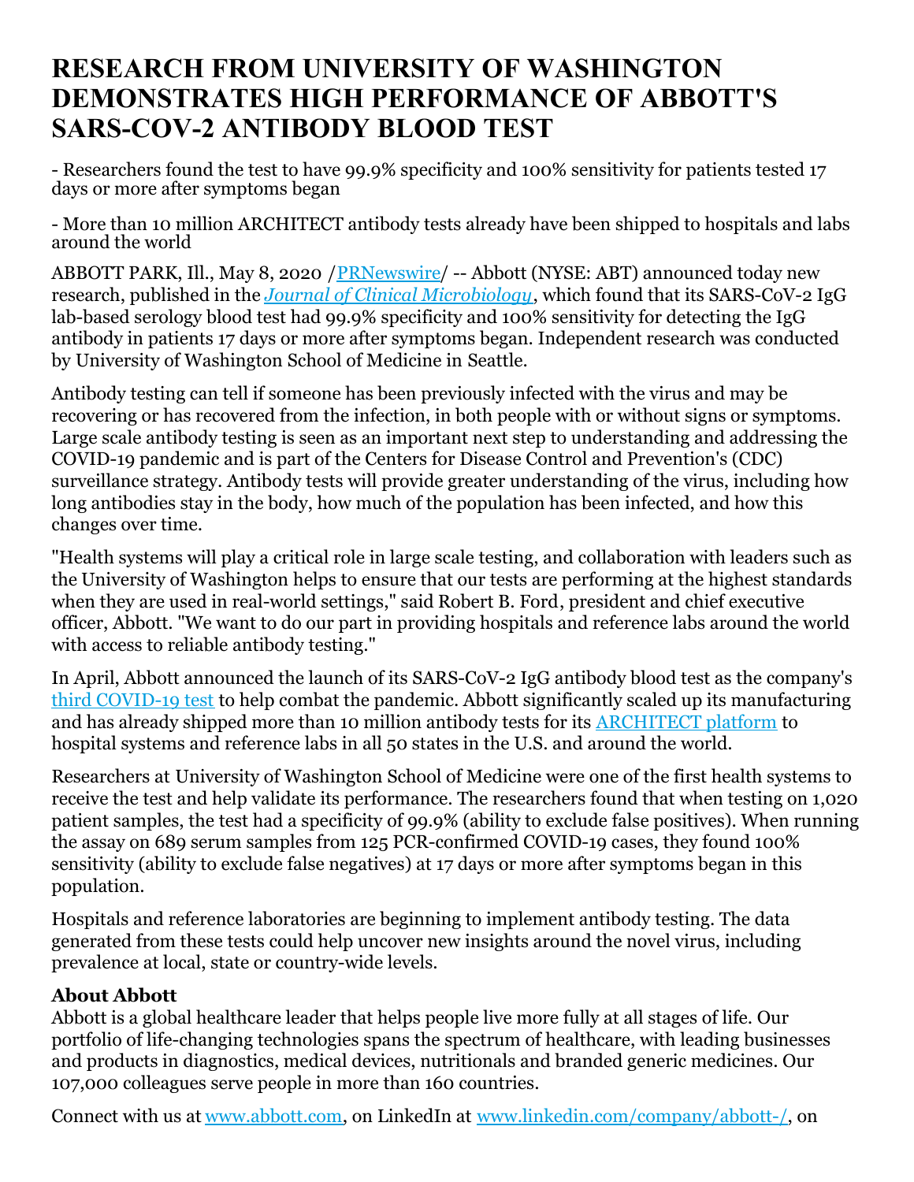# RESEARCH FROM UNIVERSITY OF WASHINGTON DEMONSTRATES HIGH PERFORMANCE OF ABBOTT'S SARS-COV-2 ANTIBODY BLOOD TEST

- Researchers found the test to have 99.9% specificity and 100% sensitivity for patients tested 17 days or more after symptoms began

- More than 10 million ARCHITECT antibody tests already have been shipped to hospitals and labs around the world

ABBOTT PARK, Ill., May 8, 2020 /PRNewswire/ -- Abbott (NYSE: ABT) announced today new research, published in the ***Journal of Clinical Microbiology***, which found that its SARS-CoV-2 IgG lab-based serology blood test had 99.9% specificity and 100% sensitivity for detecting the IgG antibody in patients 17 days or more after symptoms began. Independent research was conducted by University of Washington School of Medicine in Seattle.

Antibody testing can tell if someone has been previously infected with the virus and may be recovering or has recovered from the infection, in both people with or without signs or symptoms. Large scale antibody testing is seen as an important next step to understanding and addressing the COVID-19 pandemic and is part of the Centers for Disease Control and Prevention's (CDC) surveillance strategy. Antibody tests will provide greater understanding of the virus, including how long antibodies stay in the body, how much of the population has been infected, and how this changes over time.

"Health systems will play a critical role in large scale testing, and collaboration with leaders such as the University of Washington helps to ensure that our tests are performing at the highest standards when they are used in real-world settings," said Robert B. Ford, president and chief executive officer, Abbott. "We want to do our part in providing hospitals and reference labs around the world with access to reliable antibody testing."

In April, Abbott announced the launch of its SARS-CoV-2 IgG antibody blood test as the company's third COVID-19 test to help combat the pandemic. Abbott significantly scaled up its manufacturing and has already shipped more than 10 million antibody tests for its ARCHITECT platform to hospital systems and reference labs in all 50 states in the U.S. and around the world.

Researchers at University of Washington School of Medicine were one of the first health systems to receive the test and help validate its performance. The researchers found that when testing on 1,020 patient samples, the test had a specificity of 99.9% (ability to exclude false positives). When running the assay on 689 serum samples from 125 PCR-confirmed COVID-19 cases, they found 100% sensitivity (ability to exclude false negatives) at 17 days or more after symptoms began in this population.

Hospitals and reference laboratories are beginning to implement antibody testing. The data generated from these tests could help uncover new insights around the novel virus, including prevalence at local, state or country-wide levels.

**About Abbott**

Abbott is a global healthcare leader that helps people live more fully at all stages of life. Our portfolio of life-changing technologies spans the spectrum of healthcare, with leading businesses and products in diagnostics, medical devices, nutritionals and branded generic medicines. Our 107,000 colleagues serve people in more than 160 countries.

Connect with us at www.abbott.com, on LinkedIn at www.linkedin.com/company/abbott-/, on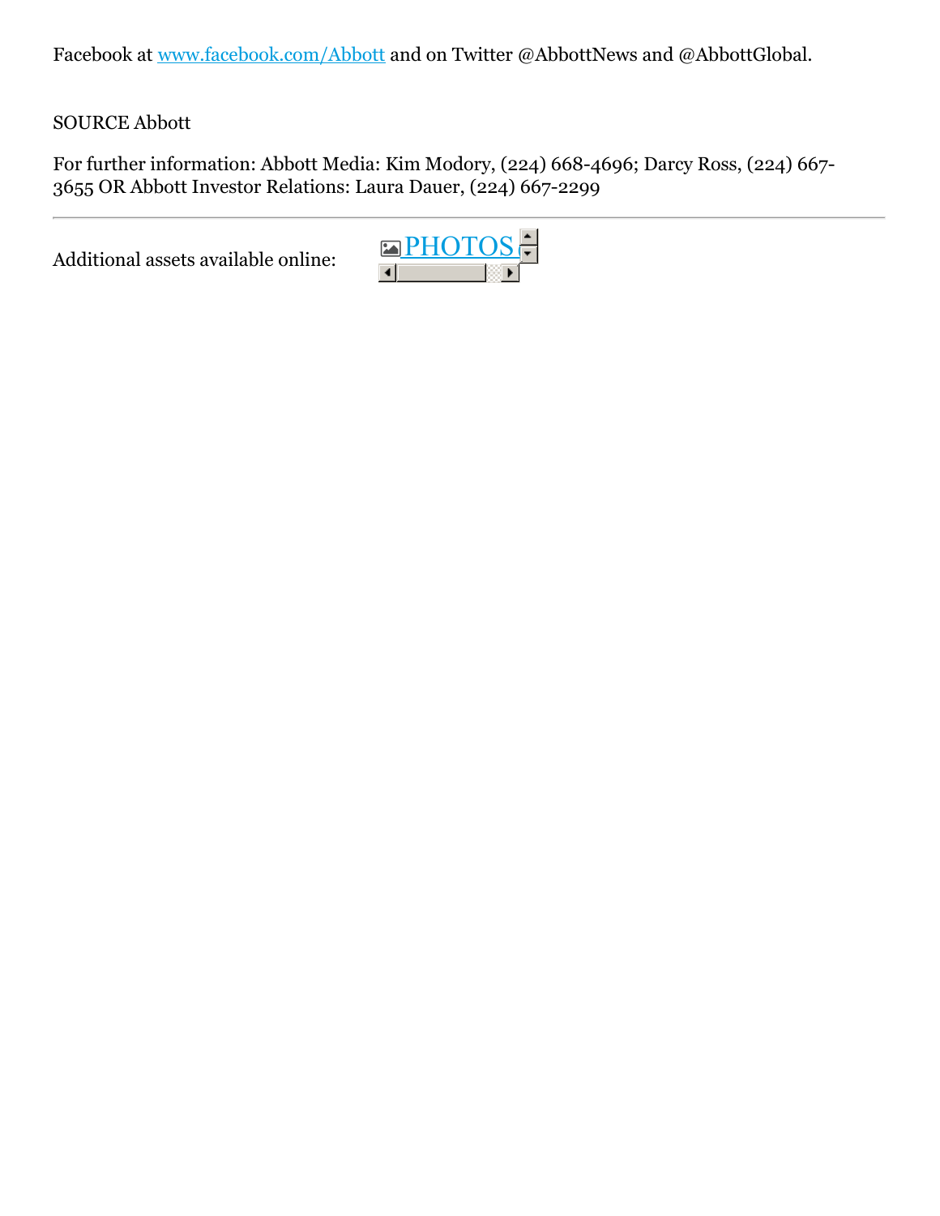Facebook at www.facebook.com/Abbott and on Twitter @AbbottNews and @AbbottGlobal.

SOURCE Abbott

For further information: Abbott Media: Kim Modory, (224) 668-4696; Darcy Ross, (224) 667-3655 OR Abbott Investor Relations: Laura Dauer, (224) 667-2299

---

Additional assets available online: PHOTOS